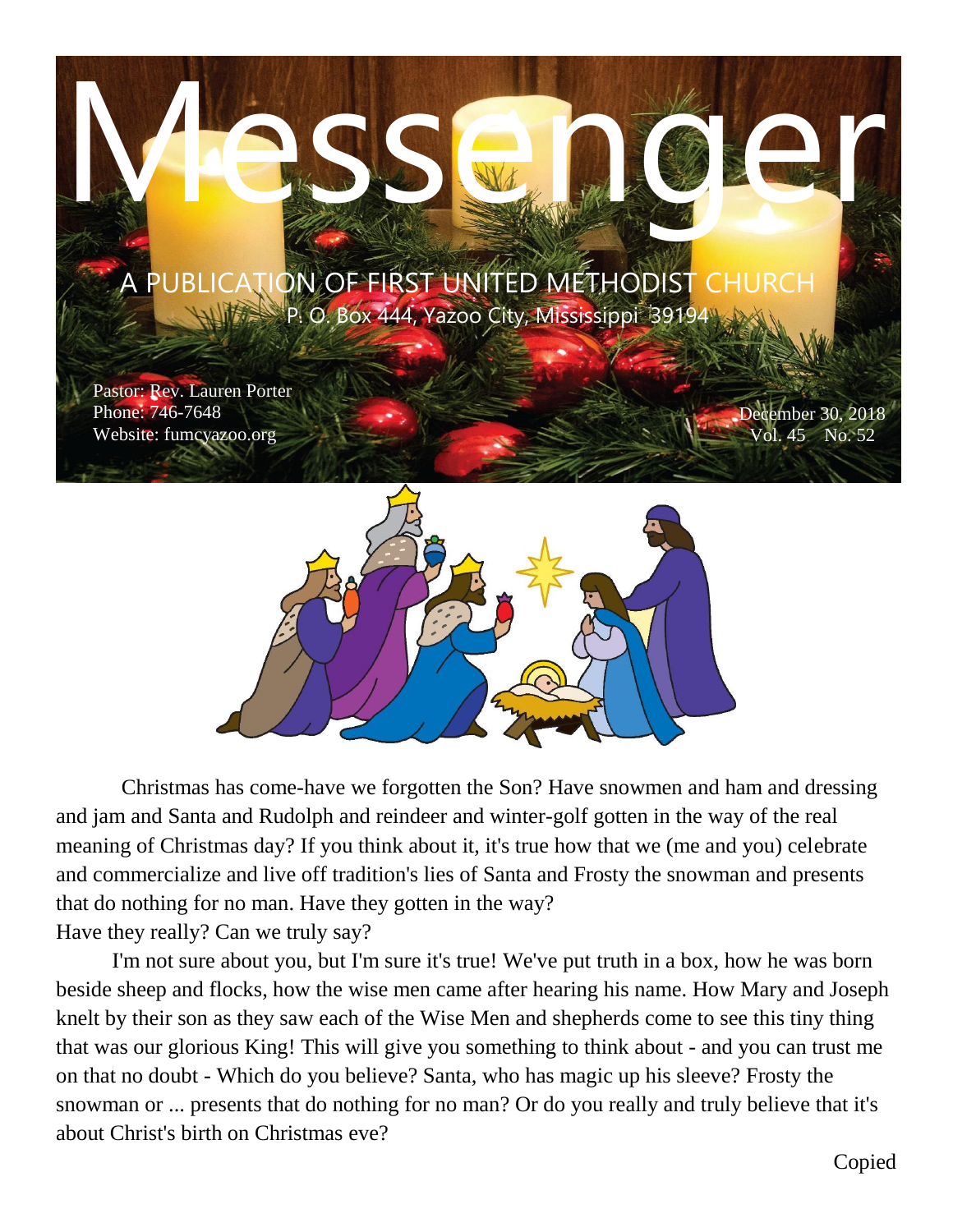# Messenger

A PUBLICATION OF FIRST UNITED METHODIST CHURCH

P. O. Box 444, Yazoo City, Mississippi 39194

Pastor: Rev. Lauren Porter
Phone: 746-7648
Website: fumcyazoo.org

December 30, 2018
Vol. 45 No. 52

Christmas has come-have we forgotten the Son? Have snowmen and ham and dressing and jam and Santa and Rudolph and reindeer and winter-golf gotten in the way of the real meaning of Christmas day? If you think about it, it's true how that we (me and you) celebrate and commercialize and live off tradition's lies of Santa and Frosty the snowman and presents that do nothing for no man. Have they gotten in the way?
Have they really? Can we truly say?

I'm not sure about you, but I'm sure it's true! We've put truth in a box, how he was born beside sheep and flocks, how the wise men came after hearing his name. How Mary and Joseph knelt by their son as they saw each of the Wise Men and shepherds come to see this tiny thing that was our glorious King! This will give you something to think about - and you can trust me on that no doubt - Which do you believe? Santa, who has magic up his sleeve? Frosty the snowman or ... presents that do nothing for no man? Or do you really and truly believe that it's about Christ's birth on Christmas eve?

Copied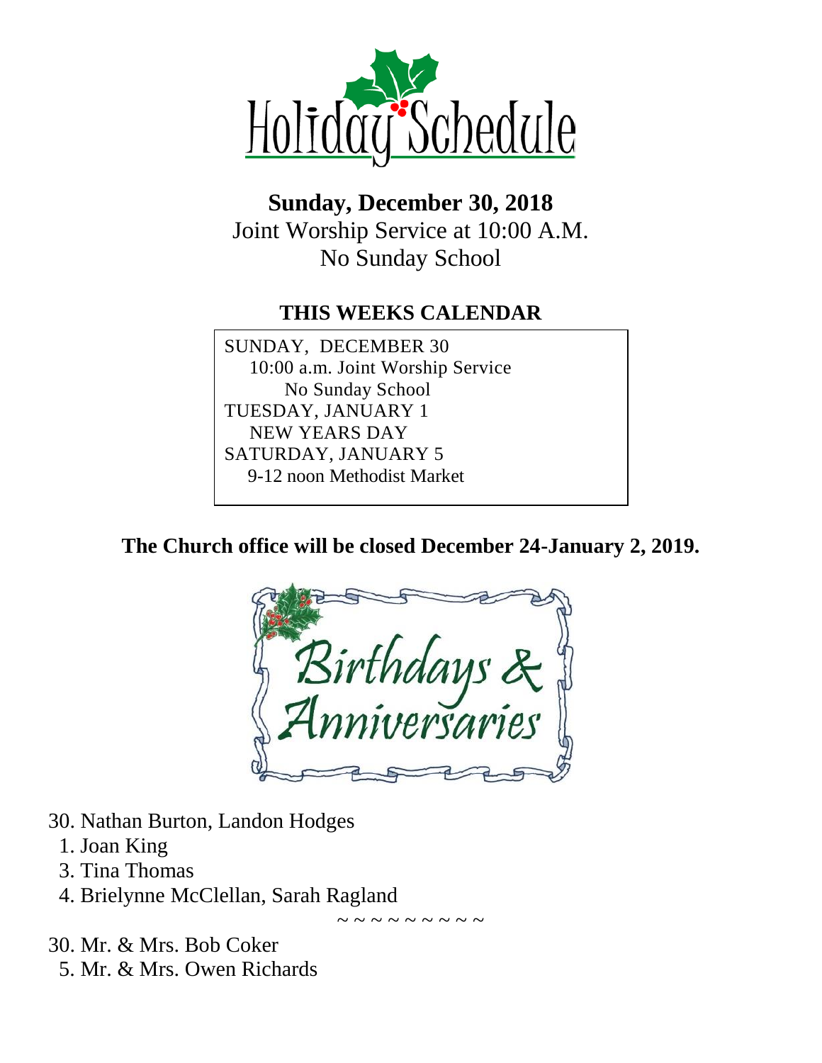# Holiday Schedule

**Sunday, December 30, 2018**

Joint Worship Service at 10:00 A.M.

No Sunday School

## THIS WEEKS CALENDAR

SUNDAY, DECEMBER 30
  10:00 a.m. Joint Worship Service
    No Sunday School
TUESDAY, JANUARY 1
  NEW YEARS DAY
SATURDAY, JANUARY 5
  9-12 noon Methodist Market

**The Church office will be closed December 24-January 2, 2019.**

## Birthdays & Anniversaries

30. Nathan Burton, Landon Hodges
1. Joan King
3. Tina Thomas
4. Brielynne McClellan, Sarah Ragland

~ ~ ~ ~ ~ ~ ~ ~ ~ ~

30. Mr. & Mrs. Bob Coker
5. Mr. & Mrs. Owen Richards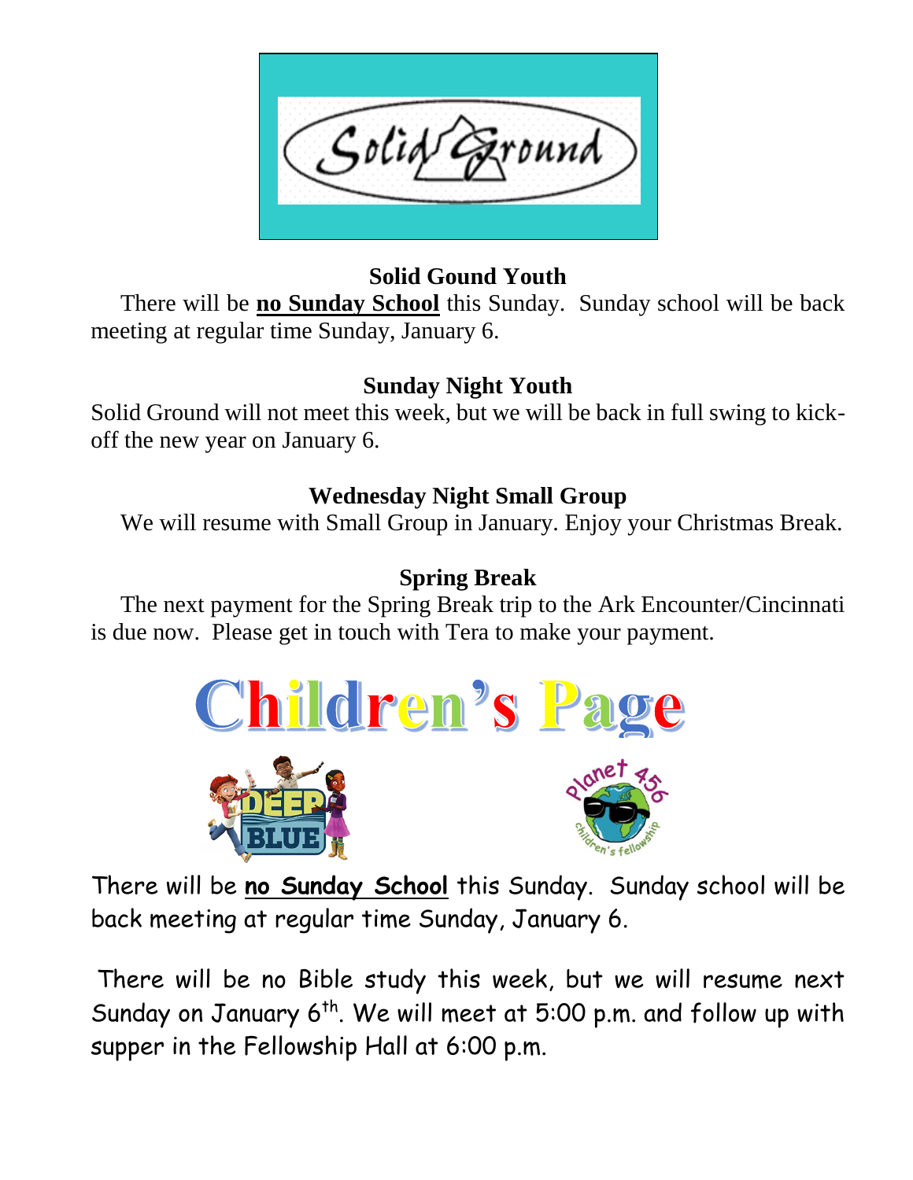Solid Ground

## Solid Gound Youth

There will be **no Sunday School** this Sunday. Sunday school will be back meeting at regular time Sunday, January 6.

## Sunday Night Youth

Solid Ground will not meet this week, but we will be back in full swing to kick-off the new year on January 6.

## Wednesday Night Small Group

We will resume with Small Group in January. Enjoy your Christmas Break.

## Spring Break

The next payment for the Spring Break trip to the Ark Encounter/Cincinnati is due now. Please get in touch with Tera to make your payment.

# Children's Page

DEEP BLUE

Planet 456 children's fellowship

There will be **no Sunday School** this Sunday. Sunday school will be back meeting at regular time Sunday, January 6.

There will be no Bible study this week, but we will resume next Sunday on January 6th. We will meet at 5:00 p.m. and follow up with supper in the Fellowship Hall at 6:00 p.m.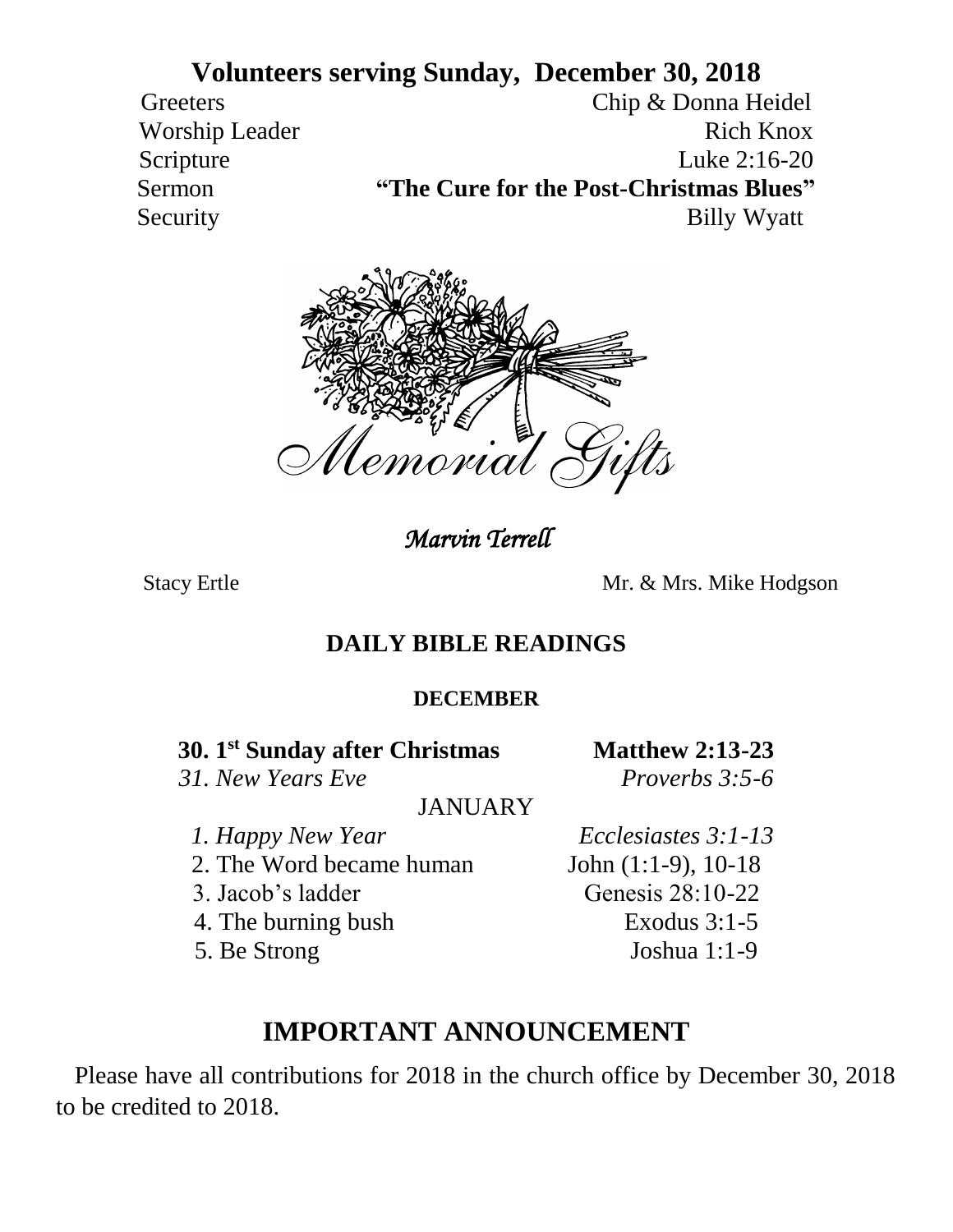## Volunteers serving Sunday, December 30, 2018

| | |
|---|---|
| Greeters | Chip & Donna Heidel |
| Worship Leader | Rich Knox |
| Scripture | Luke 2:16-20 |
| Sermon | **"The Cure for the Post-Christmas Blues"** |
| Security | Billy Wyatt |

*Memorial Gifts*

*Marvin Terrell*

Stacy Ertle — Mr. & Mrs. Mike Hodgson

## DAILY BIBLE READINGS

**DECEMBER**

| | |
|---|---|
| **30. 1st Sunday after Christmas** | **Matthew 2:13-23** |
| *31. New Years Eve* | *Proverbs 3:5-6* |
| JANUARY | |
| *1. Happy New Year* | *Ecclesiastes 3:1-13* |
| 2. The Word became human | John (1:1-9), 10-18 |
| 3. Jacob's ladder | Genesis 28:10-22 |
| 4. The burning bush | Exodus 3:1-5 |
| 5. Be Strong | Joshua 1:1-9 |

## IMPORTANT ANNOUNCEMENT

Please have all contributions for 2018 in the church office by December 30, 2018 to be credited to 2018.